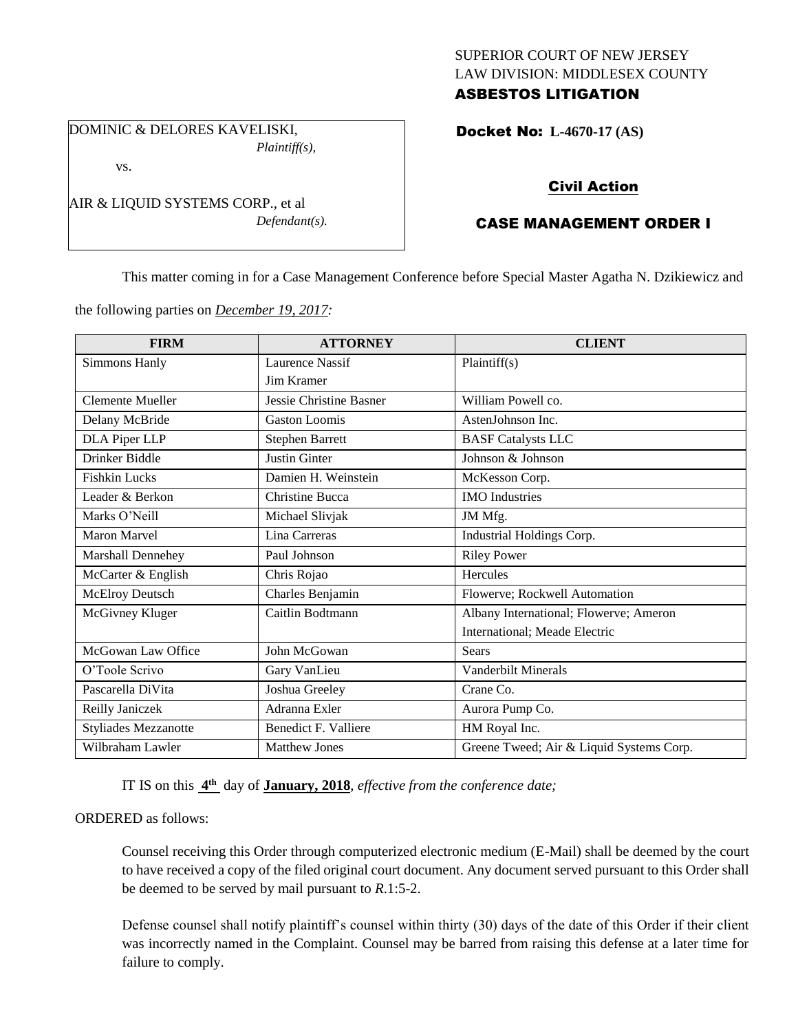SUPERIOR COURT OF NEW JERSEY
LAW DIVISION: MIDDLESEX COUNTY
**ASBESTOS LITIGATION**

DOMINIC & DELORES KAVELISKI,
*Plaintiff(s),*

vs.

AIR & LIQUID SYSTEMS CORP., et al
*Defendant(s).*

**Docket No: L-4670-17 (AS)**

**Civil Action**

**CASE MANAGEMENT ORDER I**

This matter coming in for a Case Management Conference before Special Master Agatha N. Dzikiewicz and the following parties on *December 19, 2017:*

| FIRM | ATTORNEY | CLIENT |
|---|---|---|
| Simmons Hanly | Laurence Nassif<br>Jim Kramer | Plaintiff(s) |
| Clemente Mueller | Jessie Christine Basner | William Powell co. |
| Delany McBride | Gaston Loomis | AstenJohnson Inc. |
| DLA Piper LLP | Stephen Barrett | BASF Catalysts LLC |
| Drinker Biddle | Justin Ginter | Johnson & Johnson |
| Fishkin Lucks | Damien H. Weinstein | McKesson Corp. |
| Leader & Berkon | Christine Bucca | IMO Industries |
| Marks O'Neill | Michael Slivjak | JM Mfg. |
| Maron Marvel | Lina Carreras | Industrial Holdings Corp. |
| Marshall Dennehey | Paul Johnson | Riley Power |
| McCarter & English | Chris Rojao | Hercules |
| McElroy Deutsch | Charles Benjamin | Flowerve; Rockwell Automation |
| McGivney Kluger | Caitlin Bodtmann | Albany International; Flowerve; Ameron International; Meade Electric |
| McGowan Law Office | John McGowan | Sears |
| O'Toole Scrivo | Gary VanLieu | Vanderbilt Minerals |
| Pascarella DiVita | Joshua Greeley | Crane Co. |
| Reilly Janiczek | Adranna Exler | Aurora Pump Co. |
| Styliades Mezzanotte | Benedict F. Valliere | HM Royal Inc. |
| Wilbraham Lawler | Matthew Jones | Greene Tweed; Air & Liquid Systems Corp. |

IT IS on this **4th** day of **January, 2018**, *effective from the conference date;*

ORDERED as follows:

Counsel receiving this Order through computerized electronic medium (E-Mail) shall be deemed by the court to have received a copy of the filed original court document. Any document served pursuant to this Order shall be deemed to be served by mail pursuant to *R*.1:5-2.

Defense counsel shall notify plaintiff's counsel within thirty (30) days of the date of this Order if their client was incorrectly named in the Complaint. Counsel may be barred from raising this defense at a later time for failure to comply.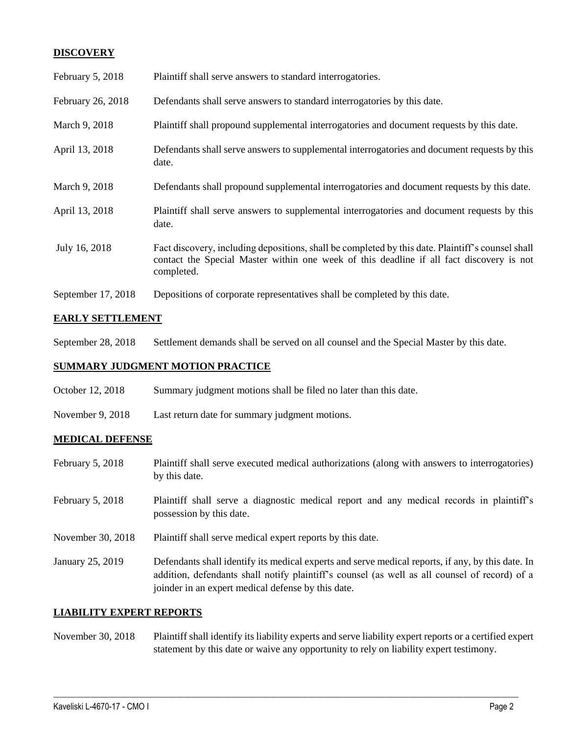## DISCOVERY

| | |
|---|---|
| February 5, 2018 | Plaintiff shall serve answers to standard interrogatories. |
| February 26, 2018 | Defendants shall serve answers to standard interrogatories by this date. |
| March 9, 2018 | Plaintiff shall propound supplemental interrogatories and document requests by this date. |
| April 13, 2018 | Defendants shall serve answers to supplemental interrogatories and document requests by this date. |
| March 9, 2018 | Defendants shall propound supplemental interrogatories and document requests by this date. |
| April 13, 2018 | Plaintiff shall serve answers to supplemental interrogatories and document requests by this date. |
| July 16, 2018 | Fact discovery, including depositions, shall be completed by this date. Plaintiff's counsel shall contact the Special Master within one week of this deadline if all fact discovery is not completed. |
| September 17, 2018 | Depositions of corporate representatives shall be completed by this date. |

## EARLY SETTLEMENT

| | |
|---|---|
| September 28, 2018 | Settlement demands shall be served on all counsel and the Special Master by this date. |

## SUMMARY JUDGMENT MOTION PRACTICE

| | |
|---|---|
| October 12, 2018 | Summary judgment motions shall be filed no later than this date. |
| November 9, 2018 | Last return date for summary judgment motions. |

## MEDICAL DEFENSE

| | |
|---|---|
| February 5, 2018 | Plaintiff shall serve executed medical authorizations (along with answers to interrogatories) by this date. |
| February 5, 2018 | Plaintiff shall serve a diagnostic medical report and any medical records in plaintiff's possession by this date. |
| November 30, 2018 | Plaintiff shall serve medical expert reports by this date. |
| January 25, 2019 | Defendants shall identify its medical experts and serve medical reports, if any, by this date. In addition, defendants shall notify plaintiff's counsel (as well as all counsel of record) of a joinder in an expert medical defense by this date. |

## LIABILITY EXPERT REPORTS

| | |
|---|---|
| November 30, 2018 | Plaintiff shall identify its liability experts and serve liability expert reports or a certified expert statement by this date or waive any opportunity to rely on liability expert testimony. |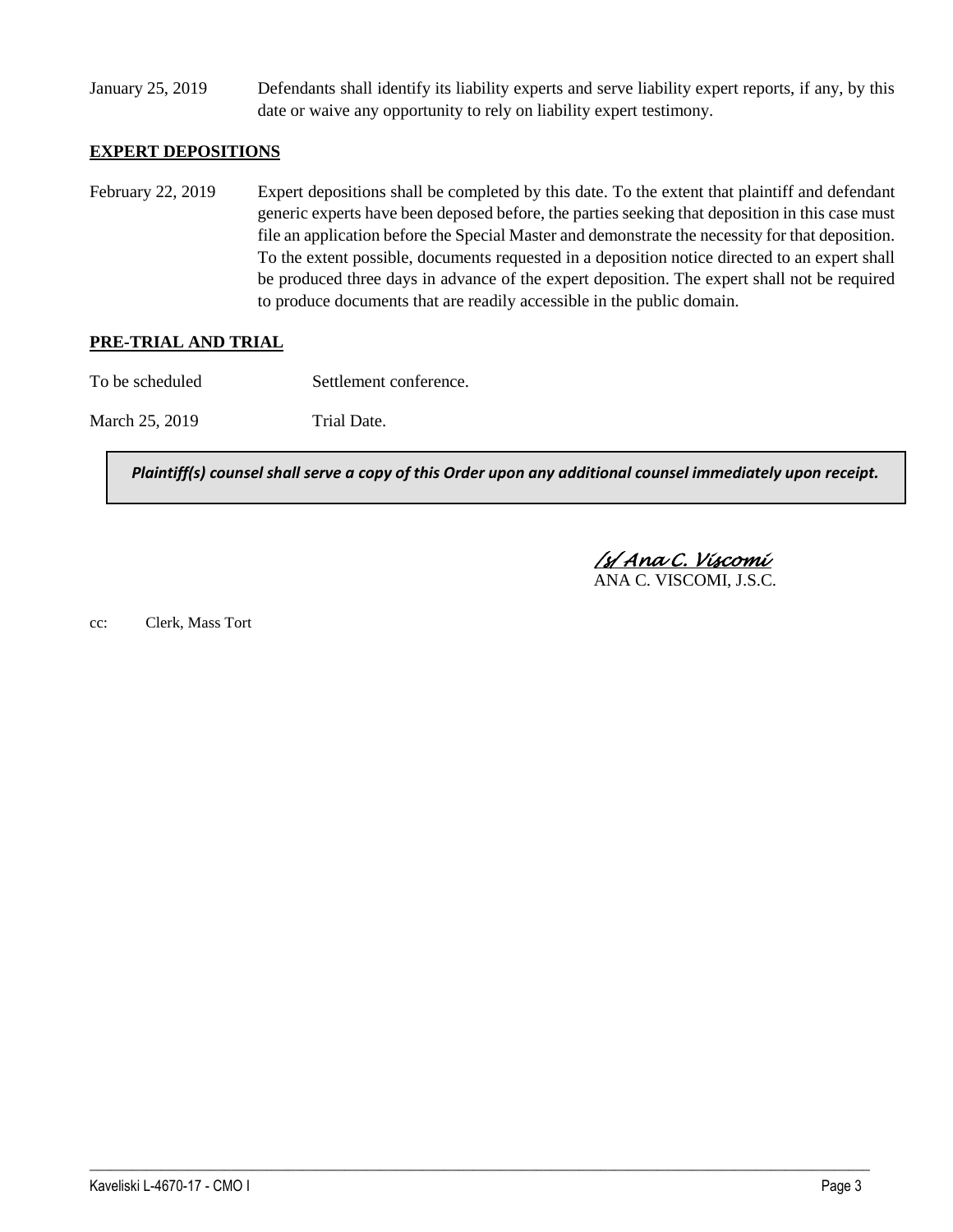January 25, 2019 — Defendants shall identify its liability experts and serve liability expert reports, if any, by this date or waive any opportunity to rely on liability expert testimony.

**EXPERT DEPOSITIONS**

February 22, 2019 — Expert depositions shall be completed by this date. To the extent that plaintiff and defendant generic experts have been deposed before, the parties seeking that deposition in this case must file an application before the Special Master and demonstrate the necessity for that deposition. To the extent possible, documents requested in a deposition notice directed to an expert shall be produced three days in advance of the expert deposition. The expert shall not be required to produce documents that are readily accessible in the public domain.

**PRE-TRIAL AND TRIAL**

To be scheduled — Settlement conference.

March 25, 2019 — Trial Date.

***Plaintiff(s) counsel shall serve a copy of this Order upon any additional counsel immediately upon receipt.***

/s/ Ana C. Viscomi
ANA C. VISCOMI, J.S.C.

cc: Clerk, Mass Tort